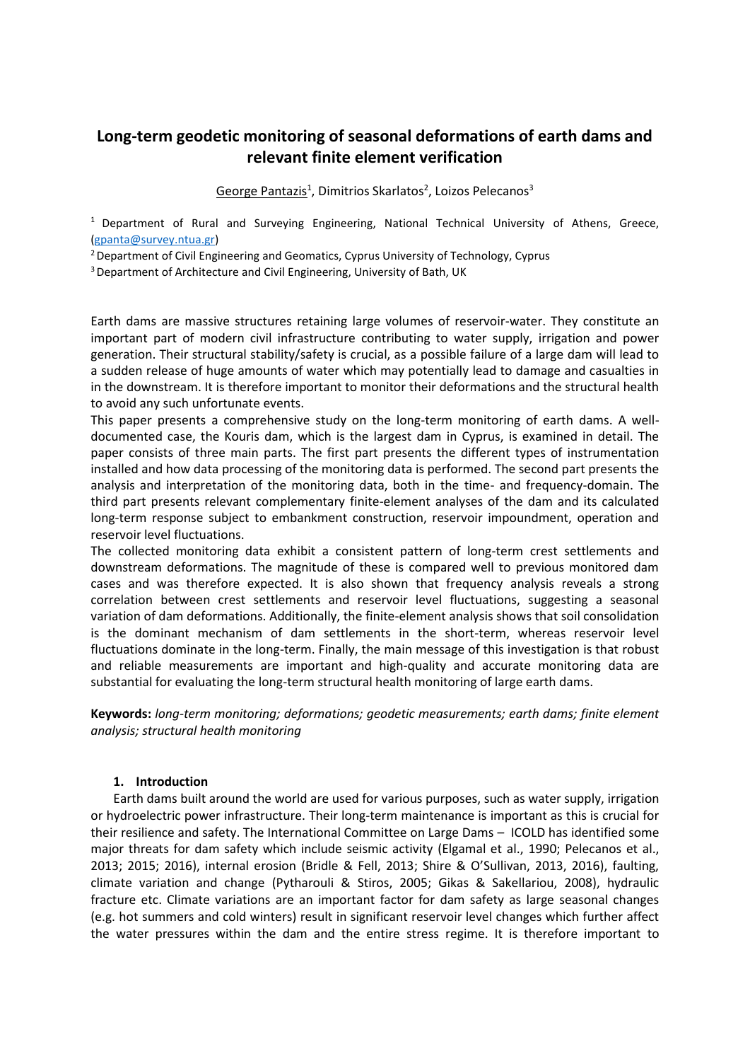# Long-term geodetic monitoring of seasonal deformations of earth dams and relevant finite element verification

George Pantazis[1], Dimitrios Skarlatos[2], Loizos Pelecanos[3]

[1] Department of Rural and Surveying Engineering, National Technical University of Athens, Greece, (gpanta@survey.ntua.gr)

[2] Department of Civil Engineering and Geomatics, Cyprus University of Technology, Cyprus

[3] Department of Architecture and Civil Engineering, University of Bath, UK

Earth dams are massive structures retaining large volumes of reservoir-water. They constitute an important part of modern civil infrastructure contributing to water supply, irrigation and power generation. Their structural stability/safety is crucial, as a possible failure of a large dam will lead to a sudden release of huge amounts of water which may potentially lead to damage and casualties in in the downstream. It is therefore important to monitor their deformations and the structural health to avoid any such unfortunate events.

This paper presents a comprehensive study on the long-term monitoring of earth dams. A well-documented case, the Kouris dam, which is the largest dam in Cyprus, is examined in detail. The paper consists of three main parts. The first part presents the different types of instrumentation installed and how data processing of the monitoring data is performed. The second part presents the analysis and interpretation of the monitoring data, both in the time- and frequency-domain. The third part presents relevant complementary finite-element analyses of the dam and its calculated long-term response subject to embankment construction, reservoir impoundment, operation and reservoir level fluctuations.

The collected monitoring data exhibit a consistent pattern of long-term crest settlements and downstream deformations. The magnitude of these is compared well to previous monitored dam cases and was therefore expected. It is also shown that frequency analysis reveals a strong correlation between crest settlements and reservoir level fluctuations, suggesting a seasonal variation of dam deformations. Additionally, the finite-element analysis shows that soil consolidation is the dominant mechanism of dam settlements in the short-term, whereas reservoir level fluctuations dominate in the long-term. Finally, the main message of this investigation is that robust and reliable measurements are important and high-quality and accurate monitoring data are substantial for evaluating the long-term structural health monitoring of large earth dams.

**Keywords:** *long-term monitoring; deformations; geodetic measurements; earth dams; finite element analysis; structural health monitoring*

## 1. Introduction

Earth dams built around the world are used for various purposes, such as water supply, irrigation or hydroelectric power infrastructure. Their long-term maintenance is important as this is crucial for their resilience and safety. The International Committee on Large Dams – ICOLD has identified some major threats for dam safety which include seismic activity (Elgamal et al., 1990; Pelecanos et al., 2013; 2015; 2016), internal erosion (Bridle & Fell, 2013; Shire & O'Sullivan, 2013, 2016), faulting, climate variation and change (Pytharouli & Stiros, 2005; Gikas & Sakellariou, 2008), hydraulic fracture etc. Climate variations are an important factor for dam safety as large seasonal changes (e.g. hot summers and cold winters) result in significant reservoir level changes which further affect the water pressures within the dam and the entire stress regime. It is therefore important to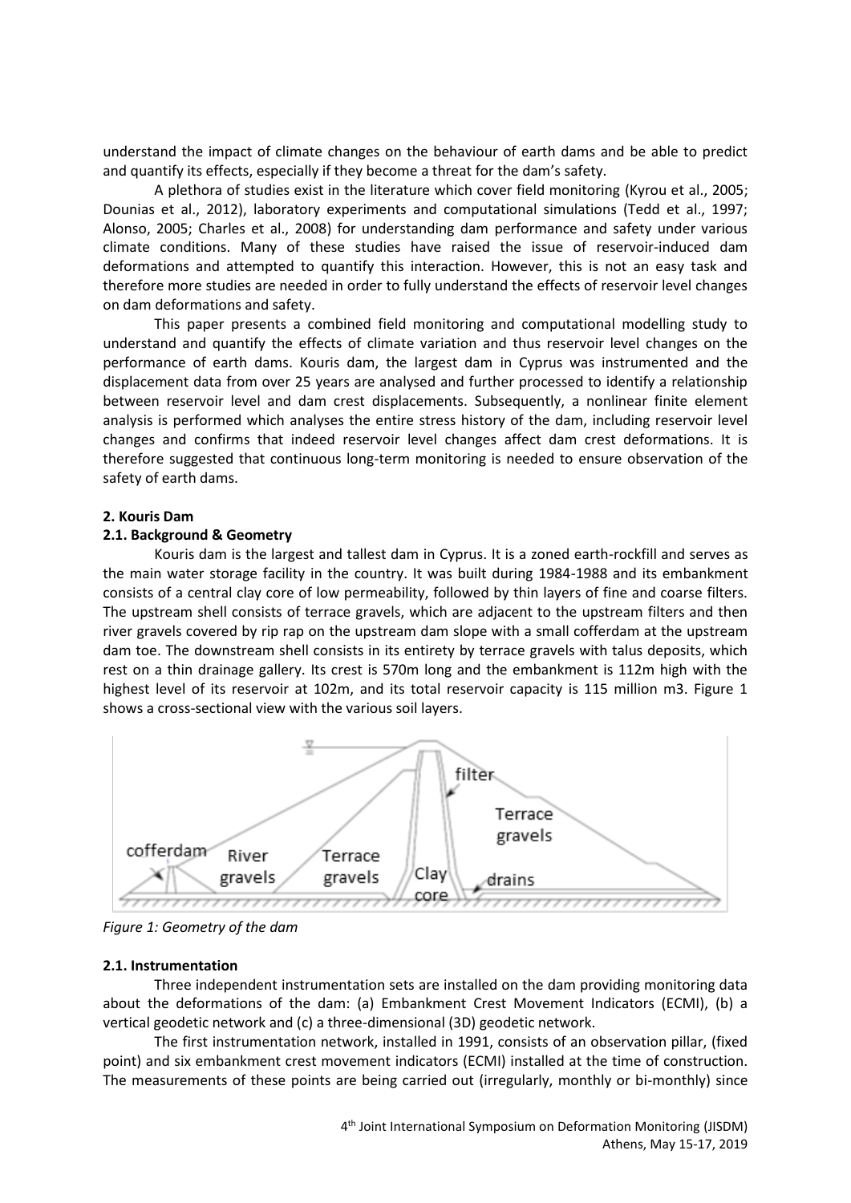understand the impact of climate changes on the behaviour of earth dams and be able to predict and quantify its effects, especially if they become a threat for the dam's safety.

A plethora of studies exist in the literature which cover field monitoring (Kyrou et al., 2005; Dounias et al., 2012), laboratory experiments and computational simulations (Tedd et al., 1997; Alonso, 2005; Charles et al., 2008) for understanding dam performance and safety under various climate conditions. Many of these studies have raised the issue of reservoir-induced dam deformations and attempted to quantify this interaction. However, this is not an easy task and therefore more studies are needed in order to fully understand the effects of reservoir level changes on dam deformations and safety.

This paper presents a combined field monitoring and computational modelling study to understand and quantify the effects of climate variation and thus reservoir level changes on the performance of earth dams. Kouris dam, the largest dam in Cyprus was instrumented and the displacement data from over 25 years are analysed and further processed to identify a relationship between reservoir level and dam crest displacements. Subsequently, a nonlinear finite element analysis is performed which analyses the entire stress history of the dam, including reservoir level changes and confirms that indeed reservoir level changes affect dam crest deformations. It is therefore suggested that continuous long-term monitoring is needed to ensure observation of the safety of earth dams.

## 2. Kouris Dam

### 2.1. Background & Geometry

Kouris dam is the largest and tallest dam in Cyprus. It is a zoned earth-rockfill and serves as the main water storage facility in the country. It was built during 1984-1988 and its embankment consists of a central clay core of low permeability, followed by thin layers of fine and coarse filters. The upstream shell consists of terrace gravels, which are adjacent to the upstream filters and then river gravels covered by rip rap on the upstream dam slope with a small cofferdam at the upstream dam toe. The downstream shell consists in its entirety by terrace gravels with talus deposits, which rest on a thin drainage gallery. Its crest is 570m long and the embankment is 112m high with the highest level of its reservoir at 102m, and its total reservoir capacity is 115 million m3. Figure 1 shows a cross-sectional view with the various soil layers.

*Figure 1: Geometry of the dam*

### 2.1. Instrumentation

Three independent instrumentation sets are installed on the dam providing monitoring data about the deformations of the dam: (a) Embankment Crest Movement Indicators (ECMI), (b) a vertical geodetic network and (c) a three-dimensional (3D) geodetic network.

The first instrumentation network, installed in 1991, consists of an observation pillar, (fixed point) and six embankment crest movement indicators (ECMI) installed at the time of construction. The measurements of these points are being carried out (irregularly, monthly or bi-monthly) since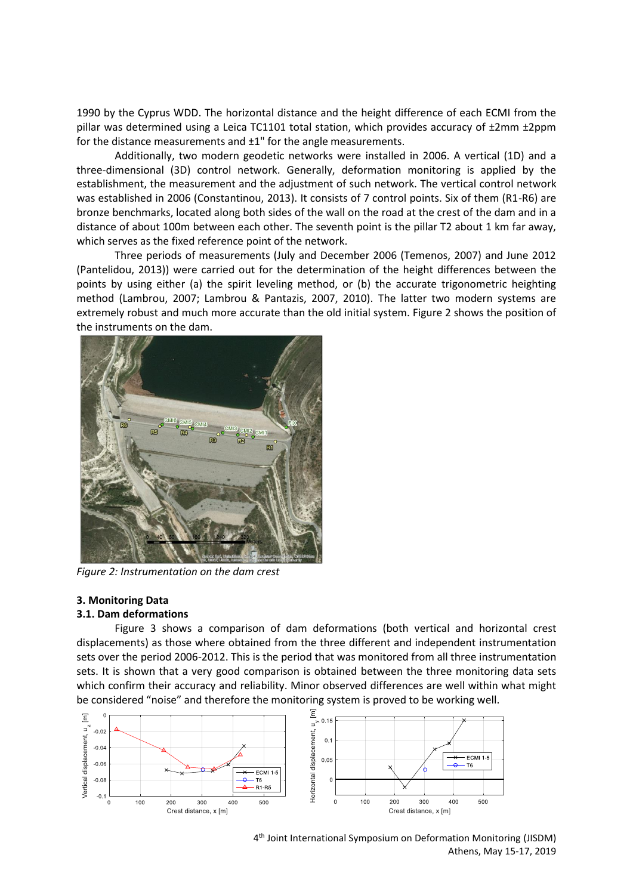1990 by the Cyprus WDD. The horizontal distance and the height difference of each ECMI from the pillar was determined using a Leica TC1101 total station, which provides accuracy of ±2mm ±2ppm for the distance measurements and ±1" for the angle measurements.

Additionally, two modern geodetic networks were installed in 2006. A vertical (1D) and a three-dimensional (3D) control network. Generally, deformation monitoring is applied by the establishment, the measurement and the adjustment of such network. The vertical control network was established in 2006 (Constantinou, 2013). It consists of 7 control points. Six of them (R1-R6) are bronze benchmarks, located along both sides of the wall on the road at the crest of the dam and in a distance of about 100m between each other. The seventh point is the pillar T2 about 1 km far away, which serves as the fixed reference point of the network.

Three periods of measurements (July and December 2006 (Temenos, 2007) and June 2012 (Pantelidou, 2013)) were carried out for the determination of the height differences between the points by using either (a) the spirit leveling method, or (b) the accurate trigonometric heighting method (Lambrou, 2007; Lambrou & Pantazis, 2007, 2010). The latter two modern systems are extremely robust and much more accurate than the old initial system. Figure 2 shows the position of the instruments on the dam.

*Figure 2: Instrumentation on the dam crest*

### 3. Monitoring Data

#### 3.1. Dam deformations

Figure 3 shows a comparison of dam deformations (both vertical and horizontal crest displacements) as those where obtained from the three different and independent instrumentation sets over the period 2006-2012. This is the period that was monitored from all three instrumentation sets. It is shown that a very good comparison is obtained between the three monitoring data sets which confirm their accuracy and reliability. Minor observed differences are well within what might be considered "noise" and therefore the monitoring system is proved to be working well.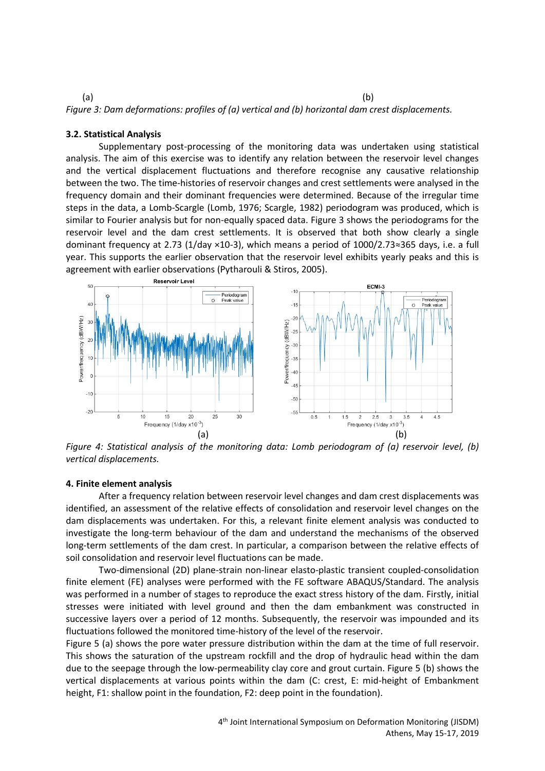(a) (b)

*Figure 3: Dam deformations: profiles of (a) vertical and (b) horizontal dam crest displacements.*

### 3.2. Statistical Analysis

Supplementary post-processing of the monitoring data was undertaken using statistical analysis. The aim of this exercise was to identify any relation between the reservoir level changes and the vertical displacement fluctuations and therefore recognise any causative relationship between the two. The time-histories of reservoir changes and crest settlements were analysed in the frequency domain and their dominant frequencies were determined. Because of the irregular time steps in the data, a Lomb-Scargle (Lomb, 1976; Scargle, 1982) periodogram was produced, which is similar to Fourier analysis but for non-equally spaced data. Figure 3 shows the periodograms for the reservoir level and the dam crest settlements. It is observed that both show clearly a single dominant frequency at 2.73 (1/day $\times 10^{-3}$), which means a period of $1000/2.73 \approx 365$ days, i.e. a full year. This supports the earlier observation that the reservoir level exhibits yearly peaks and this is agreement with earlier observations (Pytharouli & Stiros, 2005).

(a) (b)

*Figure 4: Statistical analysis of the monitoring data: Lomb periodogram of (a) reservoir level, (b) vertical displacements.*

## 4. Finite element analysis

After a frequency relation between reservoir level changes and dam crest displacements was identified, an assessment of the relative effects of consolidation and reservoir level changes on the dam displacements was undertaken. For this, a relevant finite element analysis was conducted to investigate the long-term behaviour of the dam and understand the mechanisms of the observed long-term settlements of the dam crest. In particular, a comparison between the relative effects of soil consolidation and reservoir level fluctuations can be made.

Two-dimensional (2D) plane-strain non-linear elasto-plastic transient coupled-consolidation finite element (FE) analyses were performed with the FE software ABAQUS/Standard. The analysis was performed in a number of stages to reproduce the exact stress history of the dam. Firstly, initial stresses were initiated with level ground and then the dam embankment was constructed in successive layers over a period of 12 months. Subsequently, the reservoir was impounded and its fluctuations followed the monitored time-history of the level of the reservoir.

Figure 5 (a) shows the pore water pressure distribution within the dam at the time of full reservoir. This shows the saturation of the upstream rockfill and the drop of hydraulic head within the dam due to the seepage through the low-permeability clay core and grout curtain. Figure 5 (b) shows the vertical displacements at various points within the dam (C: crest, E: mid-height of Embankment height, F1: shallow point in the foundation, F2: deep point in the foundation).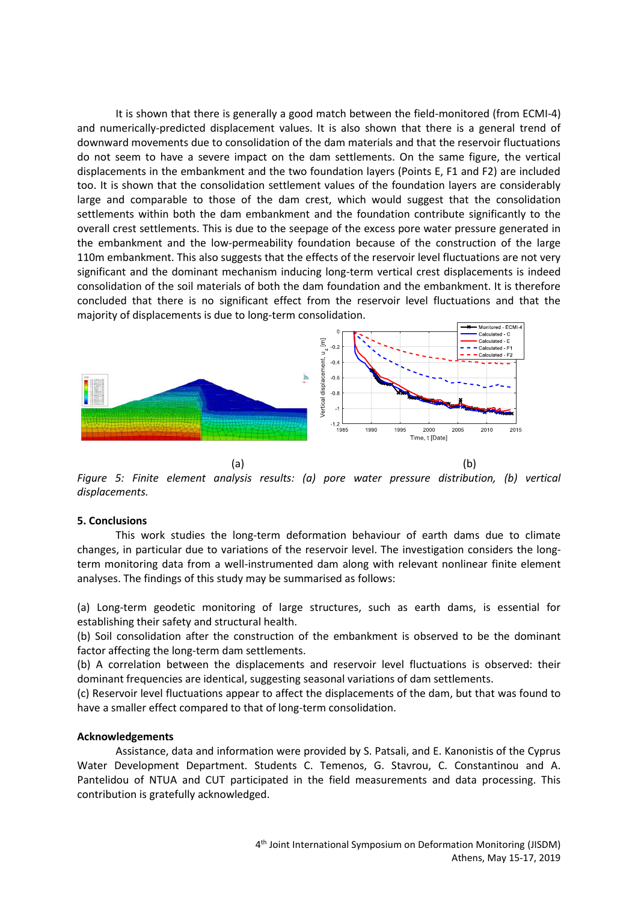It is shown that there is generally a good match between the field-monitored (from ECMI-4) and numerically-predicted displacement values. It is also shown that there is a general trend of downward movements due to consolidation of the dam materials and that the reservoir fluctuations do not seem to have a severe impact on the dam settlements. On the same figure, the vertical displacements in the embankment and the two foundation layers (Points E, F1 and F2) are included too. It is shown that the consolidation settlement values of the foundation layers are considerably large and comparable to those of the dam crest, which would suggest that the consolidation settlements within both the dam embankment and the foundation contribute significantly to the overall crest settlements. This is due to the seepage of the excess pore water pressure generated in the embankment and the low-permeability foundation because of the construction of the large 110m embankment. This also suggests that the effects of the reservoir level fluctuations are not very significant and the dominant mechanism inducing long-term vertical crest displacements is indeed consolidation of the soil materials of both the dam foundation and the embankment. It is therefore concluded that there is no significant effect from the reservoir level fluctuations and that the majority of displacements is due to long-term consolidation.

(a) (b)

*Figure 5: Finite element analysis results: (a) pore water pressure distribution, (b) vertical displacements.*

**5. Conclusions**

This work studies the long-term deformation behaviour of earth dams due to climate changes, in particular due to variations of the reservoir level. The investigation considers the long-term monitoring data from a well-instrumented dam along with relevant nonlinear finite element analyses. The findings of this study may be summarised as follows:

(a) Long-term geodetic monitoring of large structures, such as earth dams, is essential for establishing their safety and structural health.
(b) Soil consolidation after the construction of the embankment is observed to be the dominant factor affecting the long-term dam settlements.
(b) A correlation between the displacements and reservoir level fluctuations is observed: their dominant frequencies are identical, suggesting seasonal variations of dam settlements.
(c) Reservoir level fluctuations appear to affect the displacements of the dam, but that was found to have a smaller effect compared to that of long-term consolidation.

**Acknowledgements**

Assistance, data and information were provided by S. Patsali, and E. Kanonistis of the Cyprus Water Development Department. Students C. Temenos, G. Stavrou, C. Constantinou and A. Pantelidou of NTUA and CUT participated in the field measurements and data processing. This contribution is gratefully acknowledged.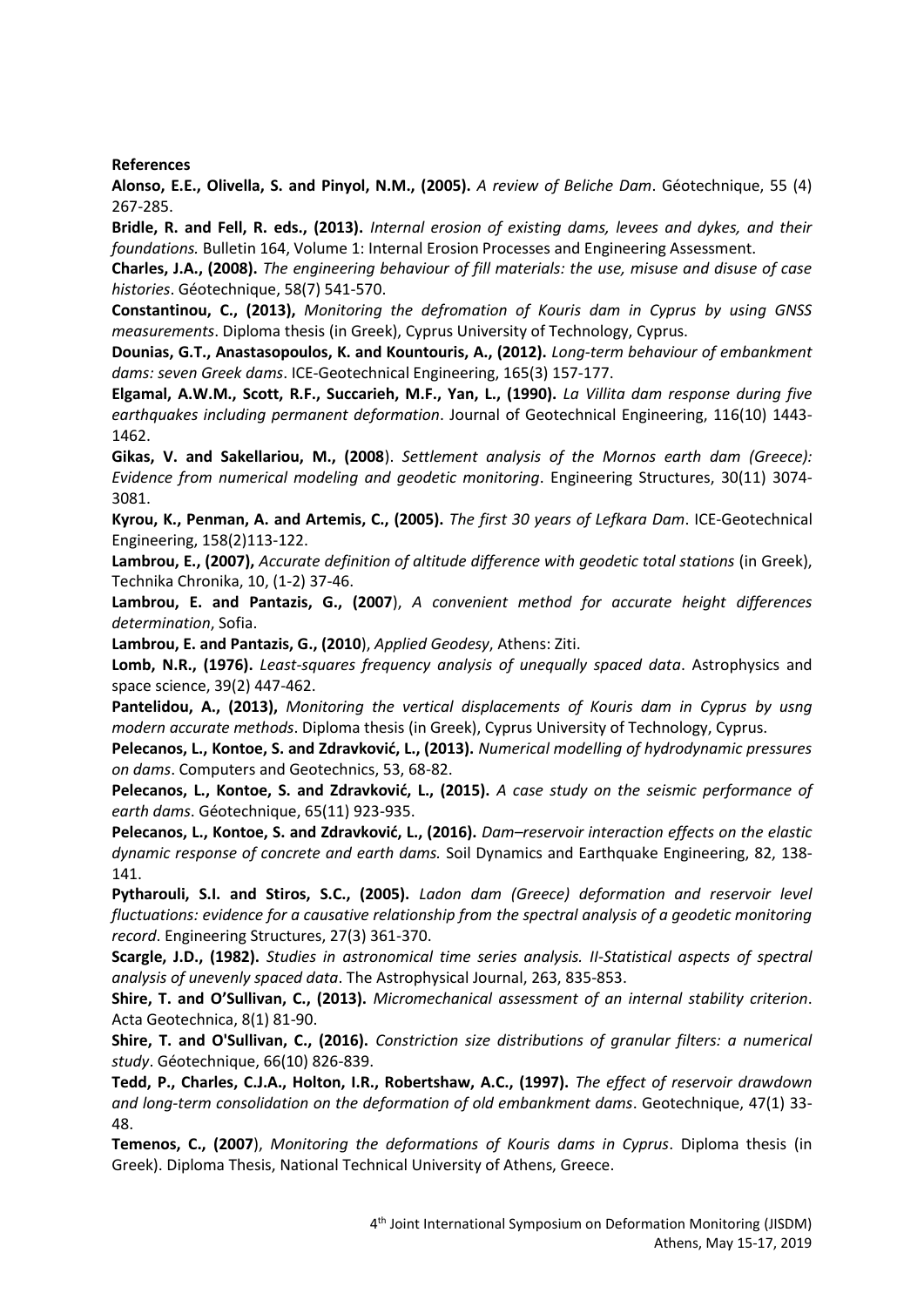**References**

**Alonso, E.E., Olivella, S. and Pinyol, N.M., (2005).** *A review of Beliche Dam*. Géotechnique, 55 (4) 267-285.

**Bridle, R. and Fell, R. eds., (2013).** *Internal erosion of existing dams, levees and dykes, and their foundations.* Bulletin 164, Volume 1: Internal Erosion Processes and Engineering Assessment.

**Charles, J.A., (2008).** *The engineering behaviour of fill materials: the use, misuse and disuse of case histories*. Géotechnique, 58(7) 541-570.

**Constantinou, C., (2013),** *Monitoring the defromation of Kouris dam in Cyprus by using GNSS measurements*. Diploma thesis (in Greek), Cyprus University of Technology, Cyprus.

**Dounias, G.T., Anastasopoulos, K. and Kountouris, A., (2012).** *Long-term behaviour of embankment dams: seven Greek dams*. ICE-Geotechnical Engineering, 165(3) 157-177.

**Elgamal, A.W.M., Scott, R.F., Succarieh, M.F., Yan, L., (1990).** *La Villita dam response during five earthquakes including permanent deformation*. Journal of Geotechnical Engineering, 116(10) 1443-1462.

**Gikas, V. and Sakellariou, M., (2008**). *Settlement analysis of the Mornos earth dam (Greece): Evidence from numerical modeling and geodetic monitoring*. Engineering Structures, 30(11) 3074-3081.

**Kyrou, K., Penman, A. and Artemis, C., (2005).** *The first 30 years of Lefkara Dam*. ICE-Geotechnical Engineering, 158(2)113-122.

**Lambrou, E., (2007),** *Accurate definition of altitude difference with geodetic total stations* (in Greek), Technika Chronika, 10, (1-2) 37-46.

**Lambrou, E. and Pantazis, G., (2007**), *A convenient method for accurate height differences determination*, Sofia.

**Lambrou, E. and Pantazis, G., (2010**), *Applied Geodesy*, Athens: Ziti.

**Lomb, N.R., (1976).** *Least-squares frequency analysis of unequally spaced data*. Astrophysics and space science, 39(2) 447-462.

**Pantelidou, A., (2013),** *Monitoring the vertical displacements of Kouris dam in Cyprus by usng modern accurate methods*. Diploma thesis (in Greek), Cyprus University of Technology, Cyprus.

**Pelecanos, L., Kontoe, S. and Zdravković, L., (2013).** *Numerical modelling of hydrodynamic pressures on dams*. Computers and Geotechnics, 53, 68-82.

**Pelecanos, L., Kontoe, S. and Zdravković, L., (2015).** *A case study on the seismic performance of earth dams*. Géotechnique, 65(11) 923-935.

**Pelecanos, L., Kontoe, S. and Zdravković, L., (2016).** *Dam–reservoir interaction effects on the elastic dynamic response of concrete and earth dams.* Soil Dynamics and Earthquake Engineering, 82, 138-141.

**Pytharouli, S.I. and Stiros, S.C., (2005).** *Ladon dam (Greece) deformation and reservoir level fluctuations: evidence for a causative relationship from the spectral analysis of a geodetic monitoring record*. Engineering Structures, 27(3) 361-370.

**Scargle, J.D., (1982).** *Studies in astronomical time series analysis. II-Statistical aspects of spectral analysis of unevenly spaced data*. The Astrophysical Journal, 263, 835-853.

**Shire, T. and O'Sullivan, C., (2013).** *Micromechanical assessment of an internal stability criterion*. Acta Geotechnica, 8(1) 81-90.

**Shire, T. and O'Sullivan, C., (2016).** *Constriction size distributions of granular filters: a numerical study*. Géotechnique, 66(10) 826-839.

**Tedd, P., Charles, C.J.A., Holton, I.R., Robertshaw, A.C., (1997).** *The effect of reservoir drawdown and long-term consolidation on the deformation of old embankment dams*. Geotechnique, 47(1) 33-48.

**Temenos, C., (2007**), *Monitoring the deformations of Kouris dams in Cyprus*. Diploma thesis (in Greek). Diploma Thesis, National Technical University of Athens, Greece.